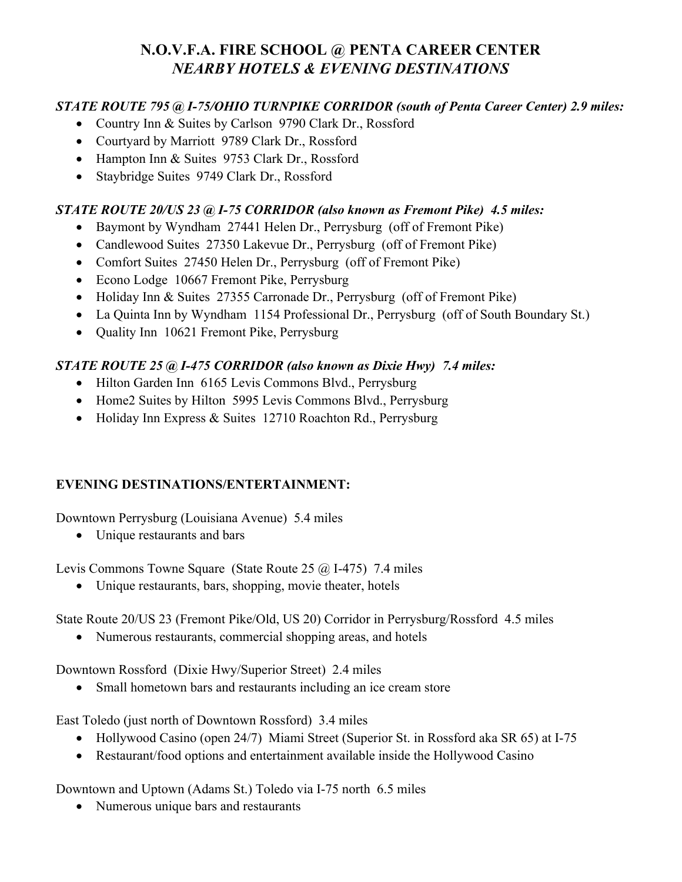# N.O.V.F.A. FIRE SCHOOL @ PENTA CAREER CENTER
## *NEARBY HOTELS & EVENING DESTINATIONS*

***STATE ROUTE 795 @ I-75/OHIO TURNPIKE CORRIDOR (south of Penta Career Center) 2.9 miles:***

- Country Inn & Suites by Carlson  9790 Clark Dr., Rossford
- Courtyard by Marriott  9789 Clark Dr., Rossford
- Hampton Inn & Suites  9753 Clark Dr., Rossford
- Staybridge Suites  9749 Clark Dr., Rossford

***STATE ROUTE 20/US 23 @ I-75 CORRIDOR (also known as Fremont Pike)  4.5 miles:***

- Baymont by Wyndham  27441 Helen Dr., Perrysburg  (off of Fremont Pike)
- Candlewood Suites  27350 Lakevue Dr., Perrysburg  (off of Fremont Pike)
- Comfort Suites  27450 Helen Dr., Perrysburg  (off of Fremont Pike)
- Econo Lodge  10667 Fremont Pike, Perrysburg
- Holiday Inn & Suites  27355 Carronade Dr., Perrysburg  (off of Fremont Pike)
- La Quinta Inn by Wyndham  1154 Professional Dr., Perrysburg  (off of South Boundary St.)
- Quality Inn  10621 Fremont Pike, Perrysburg

***STATE ROUTE 25 @ I-475 CORRIDOR (also known as Dixie Hwy)  7.4 miles:***

- Hilton Garden Inn  6165 Levis Commons Blvd., Perrysburg
- Home2 Suites by Hilton  5995 Levis Commons Blvd., Perrysburg
- Holiday Inn Express & Suites  12710 Roachton Rd., Perrysburg

**EVENING DESTINATIONS/ENTERTAINMENT:**

Downtown Perrysburg (Louisiana Avenue)  5.4 miles

- Unique restaurants and bars

Levis Commons Towne Square  (State Route 25 @ I-475)  7.4 miles

- Unique restaurants, bars, shopping, movie theater, hotels

State Route 20/US 23 (Fremont Pike/Old, US 20) Corridor in Perrysburg/Rossford  4.5 miles

- Numerous restaurants, commercial shopping areas, and hotels

Downtown Rossford  (Dixie Hwy/Superior Street)  2.4 miles

- Small hometown bars and restaurants including an ice cream store

East Toledo (just north of Downtown Rossford)  3.4 miles

- Hollywood Casino (open 24/7)  Miami Street (Superior St. in Rossford aka SR 65) at I-75
- Restaurant/food options and entertainment available inside the Hollywood Casino

Downtown and Uptown (Adams St.) Toledo via I-75 north  6.5 miles

- Numerous unique bars and restaurants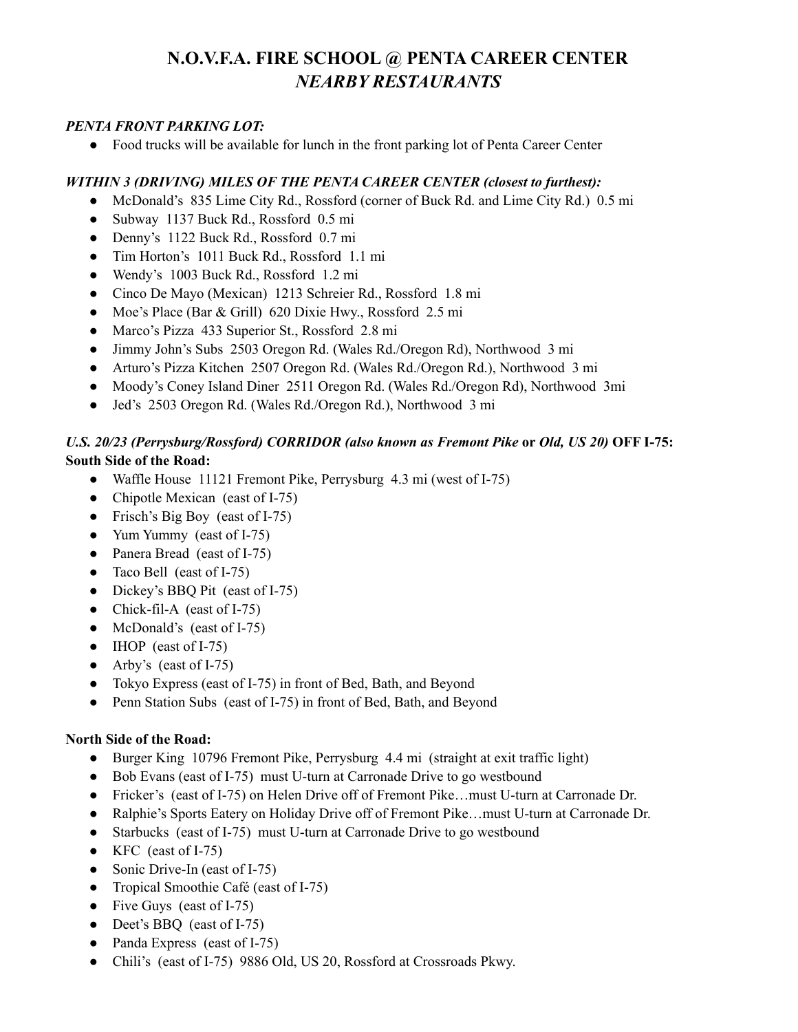# N.O.V.F.A. FIRE SCHOOL @ PENTA CAREER CENTER
## *NEARBY RESTAURANTS*

***PENTA FRONT PARKING LOT:***

- Food trucks will be available for lunch in the front parking lot of Penta Career Center

***WITHIN 3 (DRIVING) MILES OF THE PENTA CAREER CENTER (closest to furthest):***

- McDonald's 835 Lime City Rd., Rossford (corner of Buck Rd. and Lime City Rd.) 0.5 mi
- Subway 1137 Buck Rd., Rossford 0.5 mi
- Denny's 1122 Buck Rd., Rossford 0.7 mi
- Tim Horton's 1011 Buck Rd., Rossford 1.1 mi
- Wendy's 1003 Buck Rd., Rossford 1.2 mi
- Cinco De Mayo (Mexican) 1213 Schreier Rd., Rossford 1.8 mi
- Moe's Place (Bar & Grill) 620 Dixie Hwy., Rossford 2.5 mi
- Marco's Pizza 433 Superior St., Rossford 2.8 mi
- Jimmy John's Subs 2503 Oregon Rd. (Wales Rd./Oregon Rd), Northwood 3 mi
- Arturo's Pizza Kitchen 2507 Oregon Rd. (Wales Rd./Oregon Rd.), Northwood 3 mi
- Moody's Coney Island Diner 2511 Oregon Rd. (Wales Rd./Oregon Rd), Northwood 3mi
- Jed's 2503 Oregon Rd. (Wales Rd./Oregon Rd.), Northwood 3 mi

***U.S. 20/23 (Perrysburg/Rossford) CORRIDOR (also known as Fremont Pike* or *Old, US 20)* OFF I-75:**

**South Side of the Road:**

- Waffle House 11121 Fremont Pike, Perrysburg 4.3 mi (west of I-75)
- Chipotle Mexican (east of I-75)
- Frisch's Big Boy (east of I-75)
- Yum Yummy (east of I-75)
- Panera Bread (east of I-75)
- Taco Bell (east of I-75)
- Dickey's BBQ Pit (east of I-75)
- Chick-fil-A (east of I-75)
- McDonald's (east of I-75)
- IHOP (east of I-75)
- Arby's (east of I-75)
- Tokyo Express (east of I-75) in front of Bed, Bath, and Beyond
- Penn Station Subs (east of I-75) in front of Bed, Bath, and Beyond

**North Side of the Road:**

- Burger King 10796 Fremont Pike, Perrysburg 4.4 mi (straight at exit traffic light)
- Bob Evans (east of I-75) must U-turn at Carronade Drive to go westbound
- Fricker's (east of I-75) on Helen Drive off of Fremont Pike…must U-turn at Carronade Dr.
- Ralphie's Sports Eatery on Holiday Drive off of Fremont Pike…must U-turn at Carronade Dr.
- Starbucks (east of I-75) must U-turn at Carronade Drive to go westbound
- KFC (east of I-75)
- Sonic Drive-In (east of I-75)
- Tropical Smoothie Café (east of I-75)
- Five Guys (east of I-75)
- Deet's BBQ (east of I-75)
- Panda Express (east of I-75)
- Chili's (east of I-75) 9886 Old, US 20, Rossford at Crossroads Pkwy.